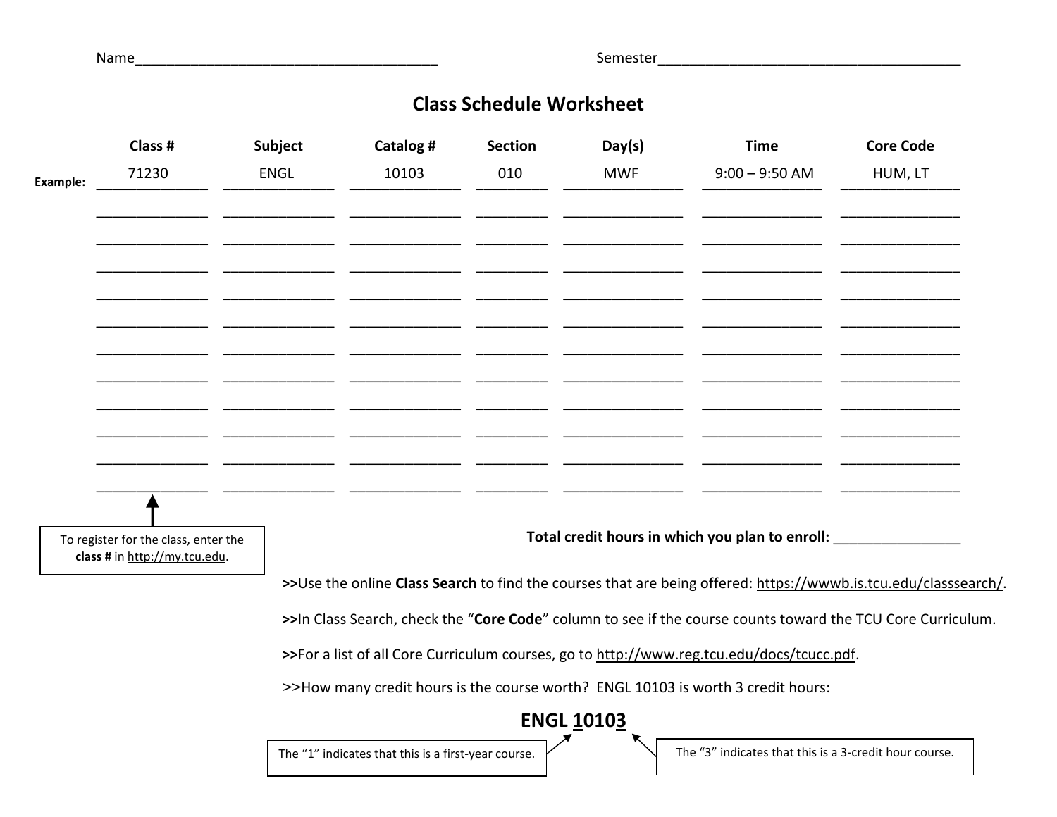Name______________________________________ Semester______________________________________

# Class Schedule Worksheet

| | Class # | Subject | Catalog # | Section | Day(s) | Time | Core Code |
|---|---|---|---|---|---|---|---|
| **Example:** | 71230 | ENGL | 10103 | 010 | MWF | 9:00 – 9:50 AM | HUM, LT |
| | | | | | | | |
| | | | | | | | |
| | | | | | | | |
| | | | | | | | |
| | | | | | | | |
| | | | | | | | |
| | | | | | | | |
| | | | | | | | |
| | | | | | | | |
| | | | | | | | |
| | | | | | | | |

To register for the class, enter the **class #** in http://my.tcu.edu.

**Total credit hours in which you plan to enroll:** ________________

**>>**Use the online **Class Search** to find the courses that are being offered: https://wwwb.is.tcu.edu/classsearch/.

**>>**In Class Search, check the "**Core Code**" column to see if the course counts toward the TCU Core Curriculum.

**>>**For a list of all Core Curriculum courses, go to http://www.reg.tcu.edu/docs/tcucc.pdf.

>>How many credit hours is the course worth? ENGL 10103 is worth 3 credit hours:

**ENGL 10103**

The "1" indicates that this is a first-year course.

The "3" indicates that this is a 3-credit hour course.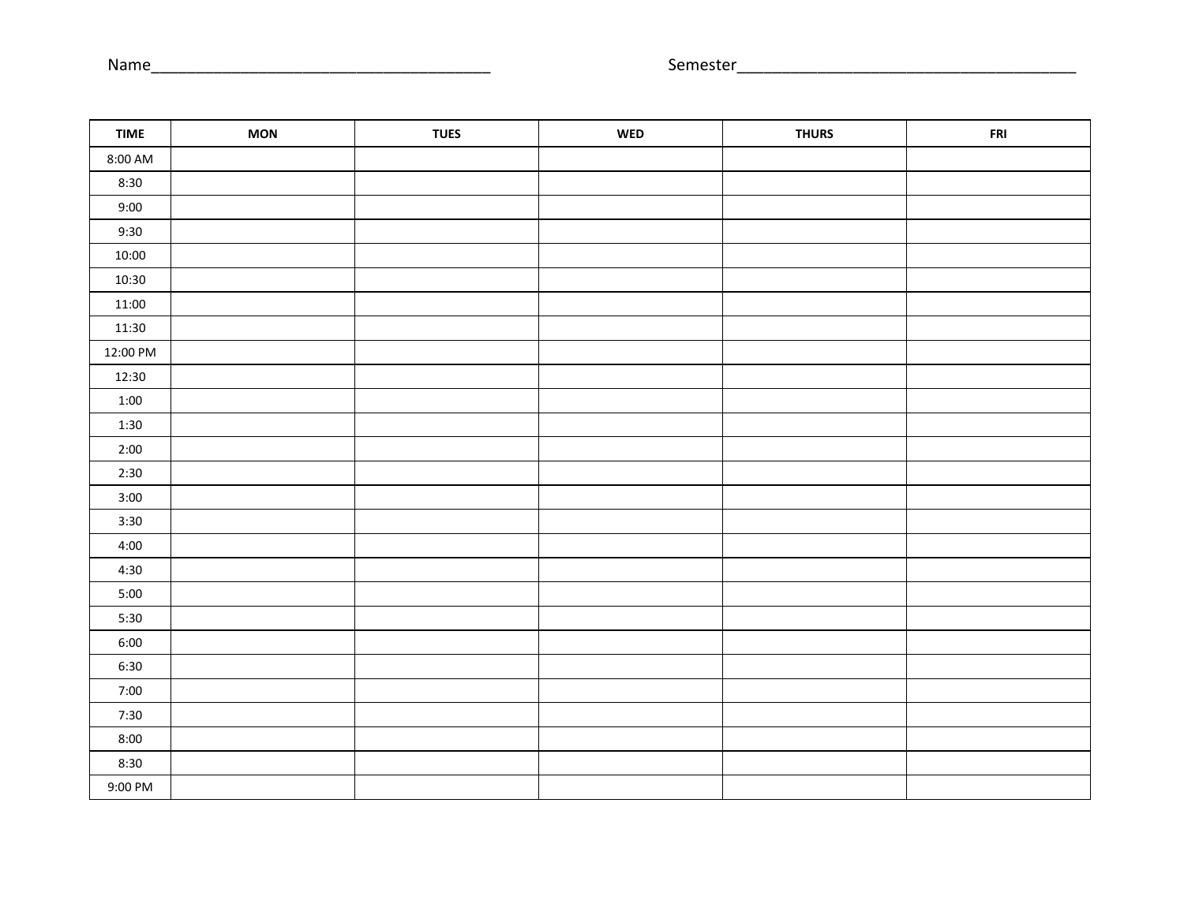Name______________________________________ Semester______________________________________

| TIME | MON | TUES | WED | THURS | FRI |
|---|---|---|---|---|---|
| 8:00 AM | | | | | |
| 8:30 | | | | | |
| 9:00 | | | | | |
| 9:30 | | | | | |
| 10:00 | | | | | |
| 10:30 | | | | | |
| 11:00 | | | | | |
| 11:30 | | | | | |
| 12:00 PM | | | | | |
| 12:30 | | | | | |
| 1:00 | | | | | |
| 1:30 | | | | | |
| 2:00 | | | | | |
| 2:30 | | | | | |
| 3:00 | | | | | |
| 3:30 | | | | | |
| 4:00 | | | | | |
| 4:30 | | | | | |
| 5:00 | | | | | |
| 5:30 | | | | | |
| 6:00 | | | | | |
| 6:30 | | | | | |
| 7:00 | | | | | |
| 7:30 | | | | | |
| 8:00 | | | | | |
| 8:30 | | | | | |
| 9:00 PM | | | | | |